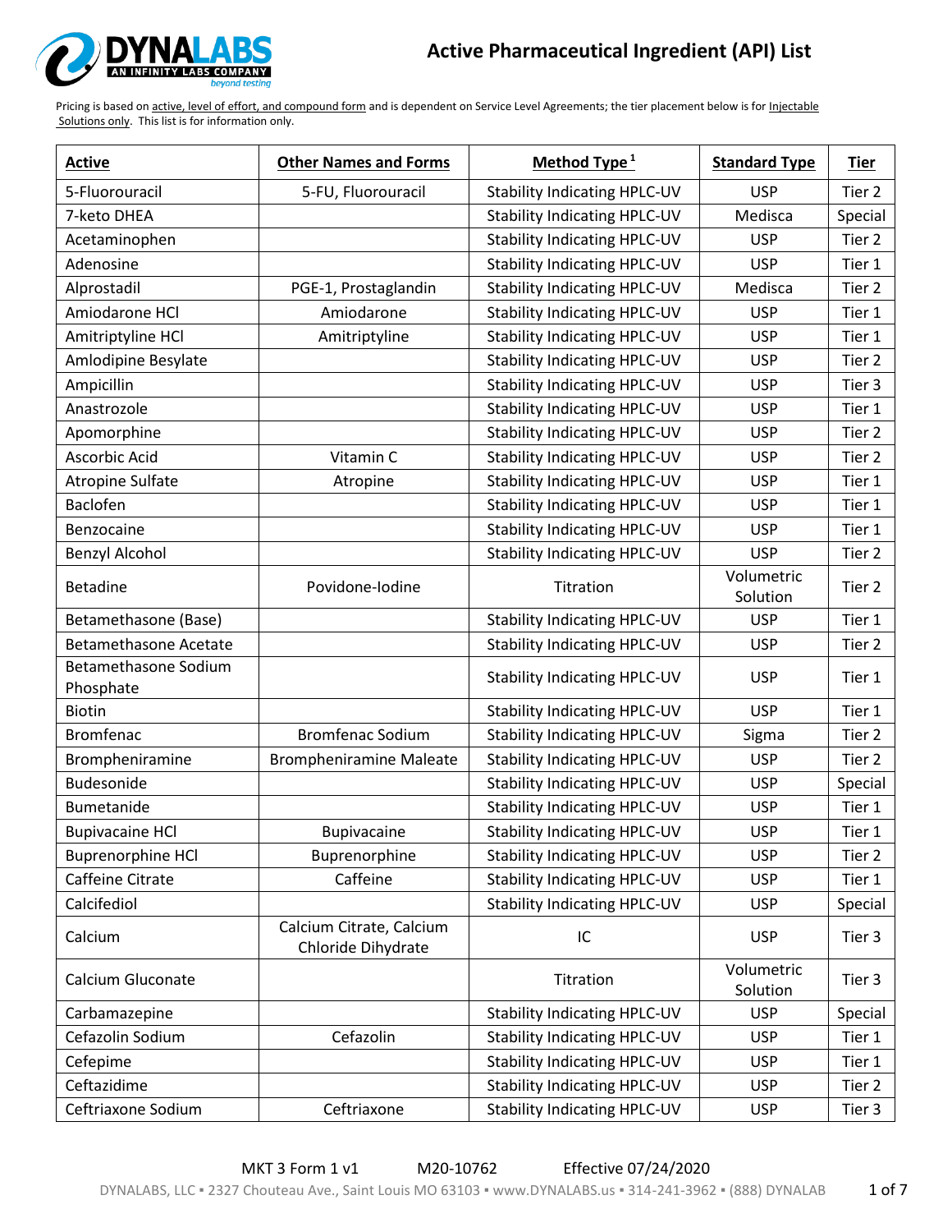# Active Pharmaceutical Ingredient (API) List

Pricing is based on active, level of effort, and compound form and is dependent on Service Level Agreements; the tier placement below is for Injectable Solutions only. This list is for information only.

| Active | Other Names and Forms | Method Type [1] | Standard Type | Tier |
|---|---|---|---|---|
| 5-Fluorouracil | 5-FU, Fluorouracil | Stability Indicating HPLC-UV | USP | Tier 2 |
| 7-keto DHEA | | Stability Indicating HPLC-UV | Medisca | Special |
| Acetaminophen | | Stability Indicating HPLC-UV | USP | Tier 2 |
| Adenosine | | Stability Indicating HPLC-UV | USP | Tier 1 |
| Alprostadil | PGE-1, Prostaglandin | Stability Indicating HPLC-UV | Medisca | Tier 2 |
| Amiodarone HCl | Amiodarone | Stability Indicating HPLC-UV | USP | Tier 1 |
| Amitriptyline HCl | Amitriptyline | Stability Indicating HPLC-UV | USP | Tier 1 |
| Amlodipine Besylate | | Stability Indicating HPLC-UV | USP | Tier 2 |
| Ampicillin | | Stability Indicating HPLC-UV | USP | Tier 3 |
| Anastrozole | | Stability Indicating HPLC-UV | USP | Tier 1 |
| Apomorphine | | Stability Indicating HPLC-UV | USP | Tier 2 |
| Ascorbic Acid | Vitamin C | Stability Indicating HPLC-UV | USP | Tier 2 |
| Atropine Sulfate | Atropine | Stability Indicating HPLC-UV | USP | Tier 1 |
| Baclofen | | Stability Indicating HPLC-UV | USP | Tier 1 |
| Benzocaine | | Stability Indicating HPLC-UV | USP | Tier 1 |
| Benzyl Alcohol | | Stability Indicating HPLC-UV | USP | Tier 2 |
| Betadine | Povidone-Iodine | Titration | Volumetric Solution | Tier 2 |
| Betamethasone (Base) | | Stability Indicating HPLC-UV | USP | Tier 1 |
| Betamethasone Acetate | | Stability Indicating HPLC-UV | USP | Tier 2 |
| Betamethasone Sodium Phosphate | | Stability Indicating HPLC-UV | USP | Tier 1 |
| Biotin | | Stability Indicating HPLC-UV | USP | Tier 1 |
| Bromfenac | Bromfenac Sodium | Stability Indicating HPLC-UV | Sigma | Tier 2 |
| Brompheniramine | Brompheniramine Maleate | Stability Indicating HPLC-UV | USP | Tier 2 |
| Budesonide | | Stability Indicating HPLC-UV | USP | Special |
| Bumetanide | | Stability Indicating HPLC-UV | USP | Tier 1 |
| Bupivacaine HCl | Bupivacaine | Stability Indicating HPLC-UV | USP | Tier 1 |
| Buprenorphine HCl | Buprenorphine | Stability Indicating HPLC-UV | USP | Tier 2 |
| Caffeine Citrate | Caffeine | Stability Indicating HPLC-UV | USP | Tier 1 |
| Calcifediol | | Stability Indicating HPLC-UV | USP | Special |
| Calcium | Calcium Citrate, Calcium Chloride Dihydrate | IC | USP | Tier 3 |
| Calcium Gluconate | | Titration | Volumetric Solution | Tier 3 |
| Carbamazepine | | Stability Indicating HPLC-UV | USP | Special |
| Cefazolin Sodium | Cefazolin | Stability Indicating HPLC-UV | USP | Tier 1 |
| Cefepime | | Stability Indicating HPLC-UV | USP | Tier 1 |
| Ceftazidime | | Stability Indicating HPLC-UV | USP | Tier 2 |
| Ceftriaxone Sodium | Ceftriaxone | Stability Indicating HPLC-UV | USP | Tier 3 |

MKT 3 Form 1 v1 M20-10762 Effective 07/24/2020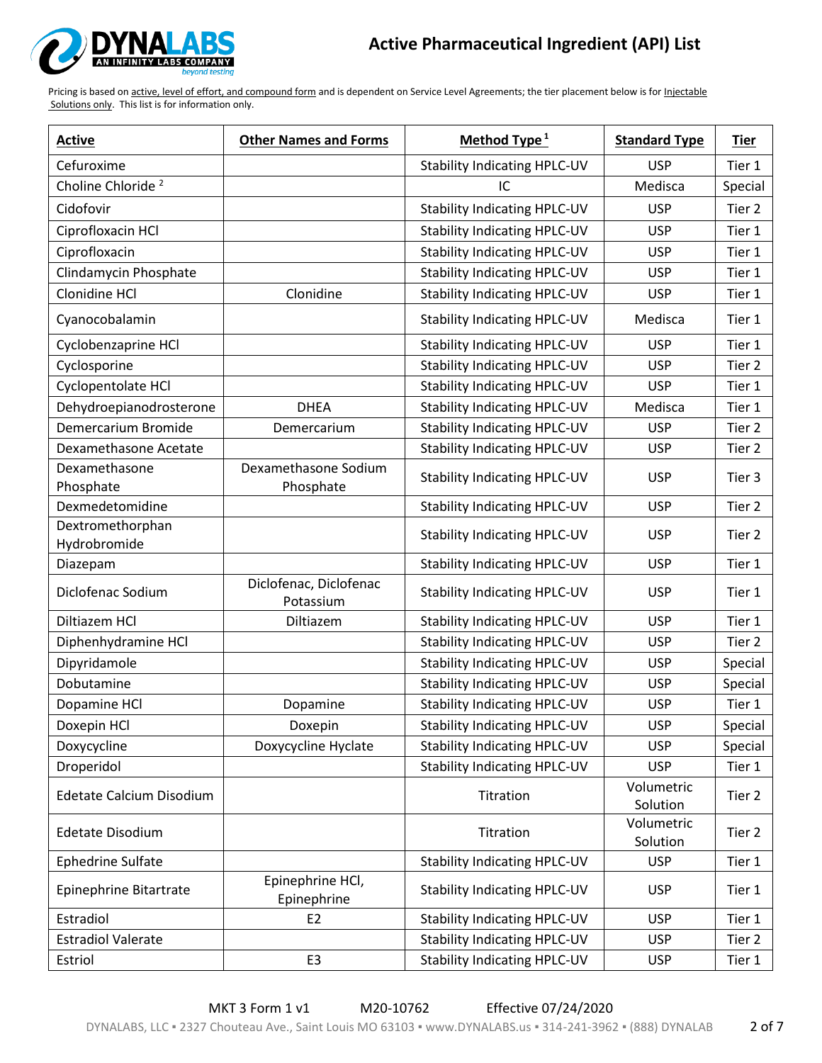# Active Pharmaceutical Ingredient (API) List

Pricing is based on active, level of effort, and compound form and is dependent on Service Level Agreements; the tier placement below is for Injectable Solutions only. This list is for information only.

| Active | Other Names and Forms | Method Type [1] | Standard Type | Tier |
|---|---|---|---|---|
| Cefuroxime | | Stability Indicating HPLC-UV | USP | Tier 1 |
| Choline Chloride [2] | | IC | Medisca | Special |
| Cidofovir | | Stability Indicating HPLC-UV | USP | Tier 2 |
| Ciprofloxacin HCl | | Stability Indicating HPLC-UV | USP | Tier 1 |
| Ciprofloxacin | | Stability Indicating HPLC-UV | USP | Tier 1 |
| Clindamycin Phosphate | | Stability Indicating HPLC-UV | USP | Tier 1 |
| Clonidine HCl | Clonidine | Stability Indicating HPLC-UV | USP | Tier 1 |
| Cyanocobalamin | | Stability Indicating HPLC-UV | Medisca | Tier 1 |
| Cyclobenzaprine HCl | | Stability Indicating HPLC-UV | USP | Tier 1 |
| Cyclosporine | | Stability Indicating HPLC-UV | USP | Tier 2 |
| Cyclopentolate HCl | | Stability Indicating HPLC-UV | USP | Tier 1 |
| Dehydroepianodrosterone | DHEA | Stability Indicating HPLC-UV | Medisca | Tier 1 |
| Demercarium Bromide | Demercarium | Stability Indicating HPLC-UV | USP | Tier 2 |
| Dexamethasone Acetate | | Stability Indicating HPLC-UV | USP | Tier 2 |
| Dexamethasone Phosphate | Dexamethasone Sodium Phosphate | Stability Indicating HPLC-UV | USP | Tier 3 |
| Dexmedetomidine | | Stability Indicating HPLC-UV | USP | Tier 2 |
| Dextromethorphan Hydrobromide | | Stability Indicating HPLC-UV | USP | Tier 2 |
| Diazepam | | Stability Indicating HPLC-UV | USP | Tier 1 |
| Diclofenac Sodium | Diclofenac, Diclofenac Potassium | Stability Indicating HPLC-UV | USP | Tier 1 |
| Diltiazem HCl | Diltiazem | Stability Indicating HPLC-UV | USP | Tier 1 |
| Diphenhydramine HCl | | Stability Indicating HPLC-UV | USP | Tier 2 |
| Dipyridamole | | Stability Indicating HPLC-UV | USP | Special |
| Dobutamine | | Stability Indicating HPLC-UV | USP | Special |
| Dopamine HCl | Dopamine | Stability Indicating HPLC-UV | USP | Tier 1 |
| Doxepin HCl | Doxepin | Stability Indicating HPLC-UV | USP | Special |
| Doxycycline | Doxycycline Hyclate | Stability Indicating HPLC-UV | USP | Special |
| Droperidol | | Stability Indicating HPLC-UV | USP | Tier 1 |
| Edetate Calcium Disodium | | Titration | Volumetric Solution | Tier 2 |
| Edetate Disodium | | Titration | Volumetric Solution | Tier 2 |
| Ephedrine Sulfate | | Stability Indicating HPLC-UV | USP | Tier 1 |
| Epinephrine Bitartrate | Epinephrine HCl, Epinephrine | Stability Indicating HPLC-UV | USP | Tier 1 |
| Estradiol | E2 | Stability Indicating HPLC-UV | USP | Tier 1 |
| Estradiol Valerate | | Stability Indicating HPLC-UV | USP | Tier 2 |
| Estriol | E3 | Stability Indicating HPLC-UV | USP | Tier 1 |

MKT 3 Form 1 v1 M20-10762 Effective 07/24/2020

DYNALABS, LLC ▪ 2327 Chouteau Ave., Saint Louis MO 63103 ▪ www.DYNALABS.us ▪ 314-241-3962 ▪ (888) DYNALAB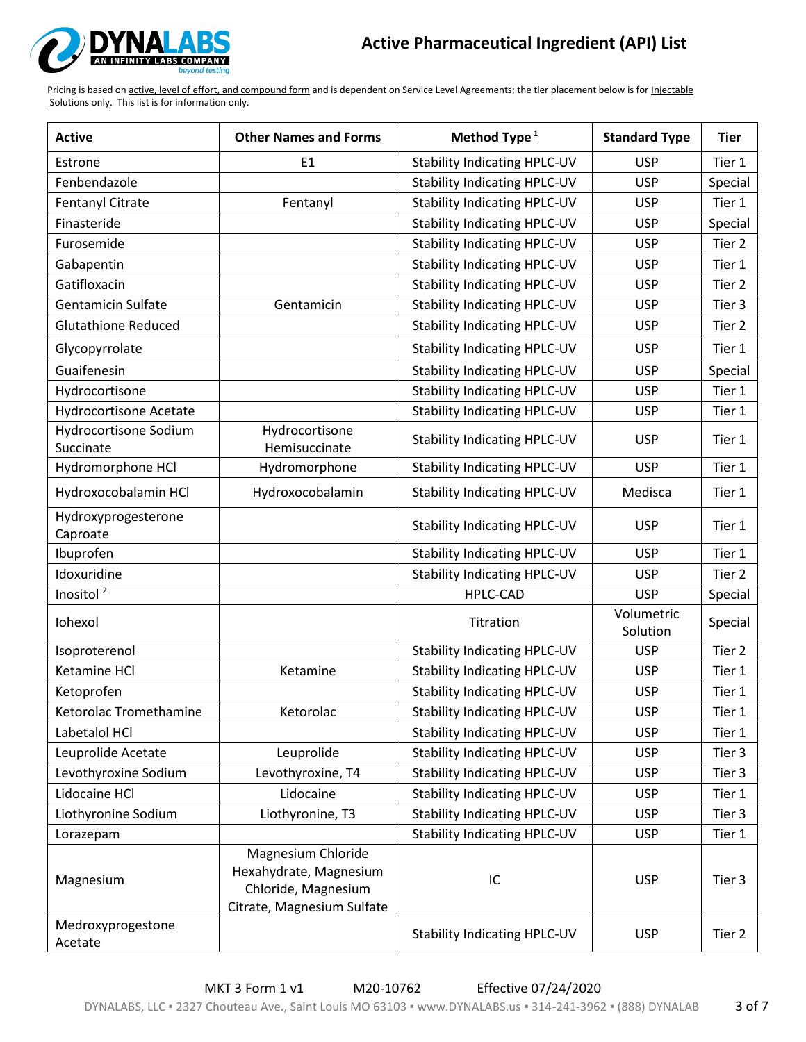# Active Pharmaceutical Ingredient (API) List

Pricing is based on active, level of effort, and compound form and is dependent on Service Level Agreements; the tier placement below is for Injectable Solutions only. This list is for information only.

| Active | Other Names and Forms | Method Type [1] | Standard Type | Tier |
|---|---|---|---|---|
| Estrone | E1 | Stability Indicating HPLC-UV | USP | Tier 1 |
| Fenbendazole | | Stability Indicating HPLC-UV | USP | Special |
| Fentanyl Citrate | Fentanyl | Stability Indicating HPLC-UV | USP | Tier 1 |
| Finasteride | | Stability Indicating HPLC-UV | USP | Special |
| Furosemide | | Stability Indicating HPLC-UV | USP | Tier 2 |
| Gabapentin | | Stability Indicating HPLC-UV | USP | Tier 1 |
| Gatifloxacin | | Stability Indicating HPLC-UV | USP | Tier 2 |
| Gentamicin Sulfate | Gentamicin | Stability Indicating HPLC-UV | USP | Tier 3 |
| Glutathione Reduced | | Stability Indicating HPLC-UV | USP | Tier 2 |
| Glycopyrrolate | | Stability Indicating HPLC-UV | USP | Tier 1 |
| Guaifenesin | | Stability Indicating HPLC-UV | USP | Special |
| Hydrocortisone | | Stability Indicating HPLC-UV | USP | Tier 1 |
| Hydrocortisone Acetate | | Stability Indicating HPLC-UV | USP | Tier 1 |
| Hydrocortisone Sodium Succinate | Hydrocortisone Hemisuccinate | Stability Indicating HPLC-UV | USP | Tier 1 |
| Hydromorphone HCl | Hydromorphone | Stability Indicating HPLC-UV | USP | Tier 1 |
| Hydroxocobalamin HCl | Hydroxocobalamin | Stability Indicating HPLC-UV | Medisca | Tier 1 |
| Hydroxyprogesterone Caproate | | Stability Indicating HPLC-UV | USP | Tier 1 |
| Ibuprofen | | Stability Indicating HPLC-UV | USP | Tier 1 |
| Idoxuridine | | Stability Indicating HPLC-UV | USP | Tier 2 |
| Inositol [2] | | HPLC-CAD | USP | Special |
| Iohexol | | Titration | Volumetric Solution | Special |
| Isoproterenol | | Stability Indicating HPLC-UV | USP | Tier 2 |
| Ketamine HCl | Ketamine | Stability Indicating HPLC-UV | USP | Tier 1 |
| Ketoprofen | | Stability Indicating HPLC-UV | USP | Tier 1 |
| Ketorolac Tromethamine | Ketorolac | Stability Indicating HPLC-UV | USP | Tier 1 |
| Labetalol HCl | | Stability Indicating HPLC-UV | USP | Tier 1 |
| Leuprolide Acetate | Leuprolide | Stability Indicating HPLC-UV | USP | Tier 3 |
| Levothyroxine Sodium | Levothyroxine, T4 | Stability Indicating HPLC-UV | USP | Tier 3 |
| Lidocaine HCl | Lidocaine | Stability Indicating HPLC-UV | USP | Tier 1 |
| Liothyronine Sodium | Liothyronine, T3 | Stability Indicating HPLC-UV | USP | Tier 3 |
| Lorazepam | | Stability Indicating HPLC-UV | USP | Tier 1 |
| Magnesium | Magnesium Chloride Hexahydrate, Magnesium Chloride, Magnesium Citrate, Magnesium Sulfate | IC | USP | Tier 3 |
| Medroxyprogestone Acetate | | Stability Indicating HPLC-UV | USP | Tier 2 |

MKT 3 Form 1 v1 M20-10762 Effective 07/24/2020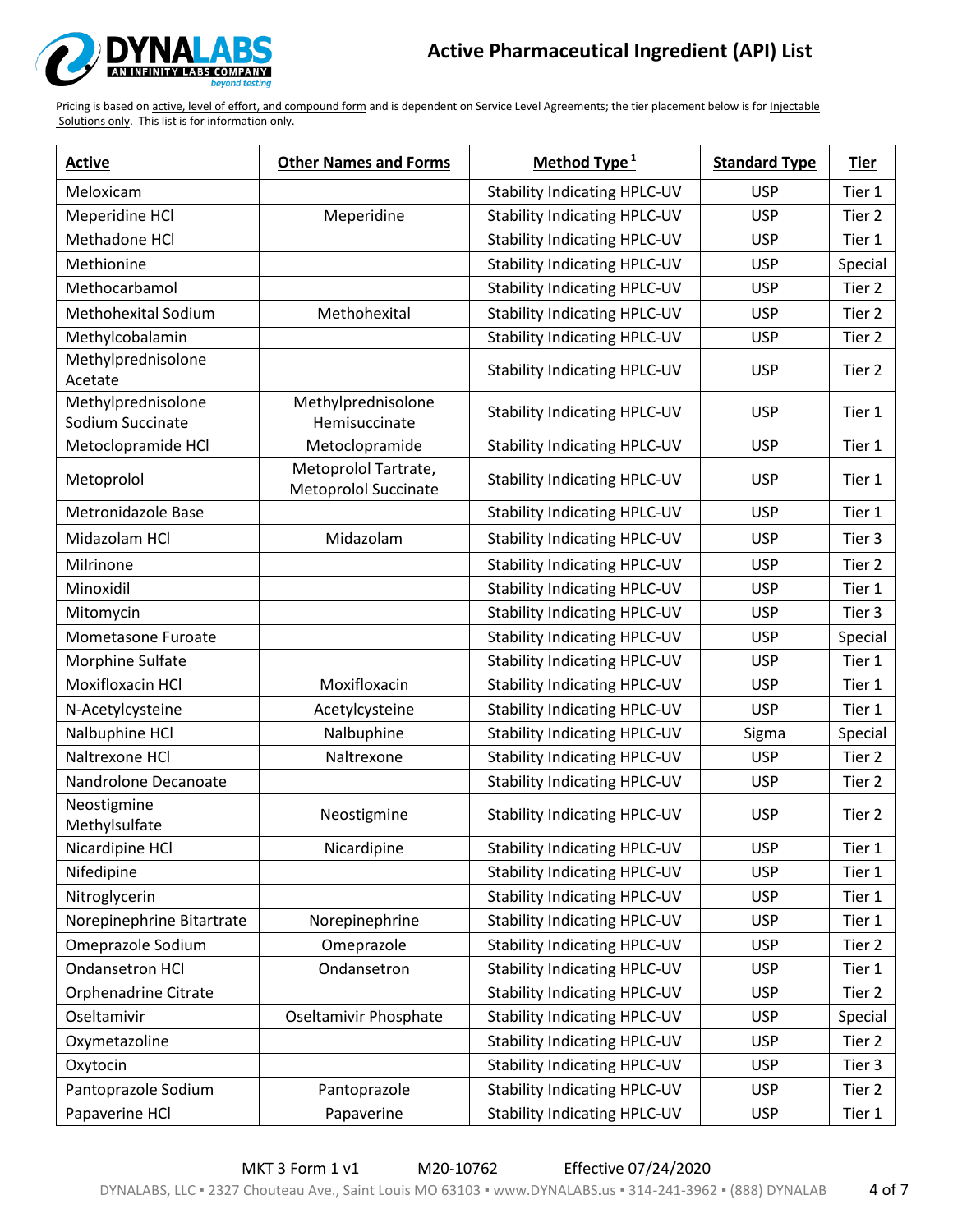# Active Pharmaceutical Ingredient (API) List

Pricing is based on active, level of effort, and compound form and is dependent on Service Level Agreements; the tier placement below is for Injectable Solutions only. This list is for information only.

| Active | Other Names and Forms | Method Type [1] | Standard Type | Tier |
|---|---|---|---|---|
| Meloxicam | | Stability Indicating HPLC-UV | USP | Tier 1 |
| Meperidine HCl | Meperidine | Stability Indicating HPLC-UV | USP | Tier 2 |
| Methadone HCl | | Stability Indicating HPLC-UV | USP | Tier 1 |
| Methionine | | Stability Indicating HPLC-UV | USP | Special |
| Methocarbamol | | Stability Indicating HPLC-UV | USP | Tier 2 |
| Methohexital Sodium | Methohexital | Stability Indicating HPLC-UV | USP | Tier 2 |
| Methylcobalamin | | Stability Indicating HPLC-UV | USP | Tier 2 |
| Methylprednisolone Acetate | | Stability Indicating HPLC-UV | USP | Tier 2 |
| Methylprednisolone Sodium Succinate | Methylprednisolone Hemisuccinate | Stability Indicating HPLC-UV | USP | Tier 1 |
| Metoclopramide HCl | Metoclopramide | Stability Indicating HPLC-UV | USP | Tier 1 |
| Metoprolol | Metoprolol Tartrate, Metoprolol Succinate | Stability Indicating HPLC-UV | USP | Tier 1 |
| Metronidazole Base | | Stability Indicating HPLC-UV | USP | Tier 1 |
| Midazolam HCl | Midazolam | Stability Indicating HPLC-UV | USP | Tier 3 |
| Milrinone | | Stability Indicating HPLC-UV | USP | Tier 2 |
| Minoxidil | | Stability Indicating HPLC-UV | USP | Tier 1 |
| Mitomycin | | Stability Indicating HPLC-UV | USP | Tier 3 |
| Mometasone Furoate | | Stability Indicating HPLC-UV | USP | Special |
| Morphine Sulfate | | Stability Indicating HPLC-UV | USP | Tier 1 |
| Moxifloxacin HCl | Moxifloxacin | Stability Indicating HPLC-UV | USP | Tier 1 |
| N-Acetylcysteine | Acetylcysteine | Stability Indicating HPLC-UV | USP | Tier 1 |
| Nalbuphine HCl | Nalbuphine | Stability Indicating HPLC-UV | Sigma | Special |
| Naltrexone HCl | Naltrexone | Stability Indicating HPLC-UV | USP | Tier 2 |
| Nandrolone Decanoate | | Stability Indicating HPLC-UV | USP | Tier 2 |
| Neostigmine Methylsulfate | Neostigmine | Stability Indicating HPLC-UV | USP | Tier 2 |
| Nicardipine HCl | Nicardipine | Stability Indicating HPLC-UV | USP | Tier 1 |
| Nifedipine | | Stability Indicating HPLC-UV | USP | Tier 1 |
| Nitroglycerin | | Stability Indicating HPLC-UV | USP | Tier 1 |
| Norepinephrine Bitartrate | Norepinephrine | Stability Indicating HPLC-UV | USP | Tier 1 |
| Omeprazole Sodium | Omeprazole | Stability Indicating HPLC-UV | USP | Tier 2 |
| Ondansetron HCl | Ondansetron | Stability Indicating HPLC-UV | USP | Tier 1 |
| Orphenadrine Citrate | | Stability Indicating HPLC-UV | USP | Tier 2 |
| Oseltamivir | Oseltamivir Phosphate | Stability Indicating HPLC-UV | USP | Special |
| Oxymetazoline | | Stability Indicating HPLC-UV | USP | Tier 2 |
| Oxytocin | | Stability Indicating HPLC-UV | USP | Tier 3 |
| Pantoprazole Sodium | Pantoprazole | Stability Indicating HPLC-UV | USP | Tier 2 |
| Papaverine HCl | Papaverine | Stability Indicating HPLC-UV | USP | Tier 1 |

MKT 3 Form 1 v1 M20-10762 Effective 07/24/2020

DYNALABS, LLC ▪ 2327 Chouteau Ave., Saint Louis MO 63103 ▪ www.DYNALABS.us ▪ 314-241-3962 ▪ (888) DYNALAB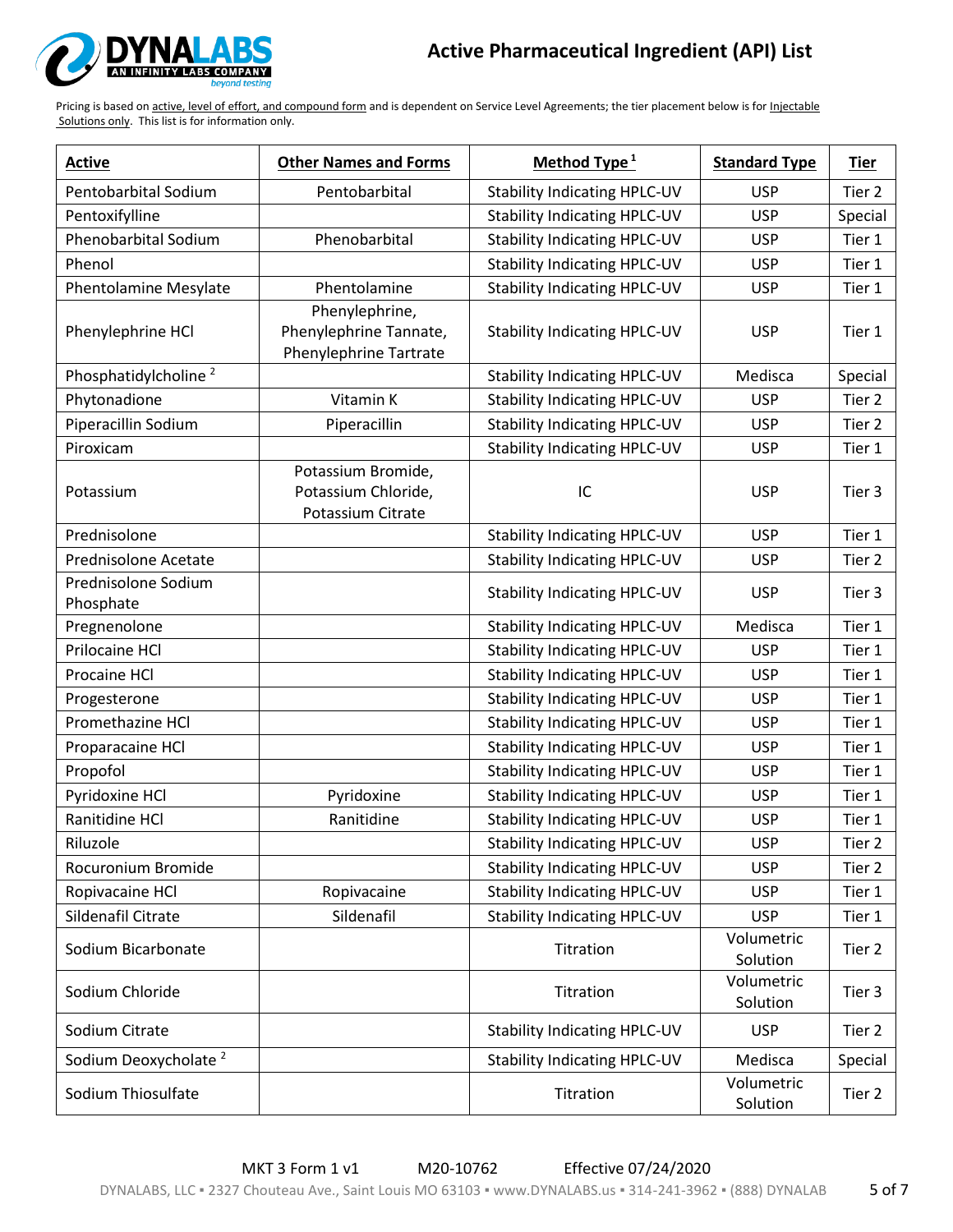# Active Pharmaceutical Ingredient (API) List

Pricing is based on active, level of effort, and compound form and is dependent on Service Level Agreements; the tier placement below is for Injectable Solutions only. This list is for information only.

| Active | Other Names and Forms | Method Type [1] | Standard Type | Tier |
|---|---|---|---|---|
| Pentobarbital Sodium | Pentobarbital | Stability Indicating HPLC-UV | USP | Tier 2 |
| Pentoxifylline | | Stability Indicating HPLC-UV | USP | Special |
| Phenobarbital Sodium | Phenobarbital | Stability Indicating HPLC-UV | USP | Tier 1 |
| Phenol | | Stability Indicating HPLC-UV | USP | Tier 1 |
| Phentolamine Mesylate | Phentolamine | Stability Indicating HPLC-UV | USP | Tier 1 |
| Phenylephrine HCl | Phenylephrine, Phenylephrine Tannate, Phenylephrine Tartrate | Stability Indicating HPLC-UV | USP | Tier 1 |
| Phosphatidylcholine [2] | | Stability Indicating HPLC-UV | Medisca | Special |
| Phytonadione | Vitamin K | Stability Indicating HPLC-UV | USP | Tier 2 |
| Piperacillin Sodium | Piperacillin | Stability Indicating HPLC-UV | USP | Tier 2 |
| Piroxicam | | Stability Indicating HPLC-UV | USP | Tier 1 |
| Potassium | Potassium Bromide, Potassium Chloride, Potassium Citrate | IC | USP | Tier 3 |
| Prednisolone | | Stability Indicating HPLC-UV | USP | Tier 1 |
| Prednisolone Acetate | | Stability Indicating HPLC-UV | USP | Tier 2 |
| Prednisolone Sodium Phosphate | | Stability Indicating HPLC-UV | USP | Tier 3 |
| Pregnenolone | | Stability Indicating HPLC-UV | Medisca | Tier 1 |
| Prilocaine HCl | | Stability Indicating HPLC-UV | USP | Tier 1 |
| Procaine HCl | | Stability Indicating HPLC-UV | USP | Tier 1 |
| Progesterone | | Stability Indicating HPLC-UV | USP | Tier 1 |
| Promethazine HCl | | Stability Indicating HPLC-UV | USP | Tier 1 |
| Proparacaine HCl | | Stability Indicating HPLC-UV | USP | Tier 1 |
| Propofol | | Stability Indicating HPLC-UV | USP | Tier 1 |
| Pyridoxine HCl | Pyridoxine | Stability Indicating HPLC-UV | USP | Tier 1 |
| Ranitidine HCl | Ranitidine | Stability Indicating HPLC-UV | USP | Tier 1 |
| Riluzole | | Stability Indicating HPLC-UV | USP | Tier 2 |
| Rocuronium Bromide | | Stability Indicating HPLC-UV | USP | Tier 2 |
| Ropivacaine HCl | Ropivacaine | Stability Indicating HPLC-UV | USP | Tier 1 |
| Sildenafil Citrate | Sildenafil | Stability Indicating HPLC-UV | USP | Tier 1 |
| Sodium Bicarbonate | | Titration | Volumetric Solution | Tier 2 |
| Sodium Chloride | | Titration | Volumetric Solution | Tier 3 |
| Sodium Citrate | | Stability Indicating HPLC-UV | USP | Tier 2 |
| Sodium Deoxycholate [2] | | Stability Indicating HPLC-UV | Medisca | Special |
| Sodium Thiosulfate | | Titration | Volumetric Solution | Tier 2 |

MKT 3 Form 1 v1 M20-10762 Effective 07/24/2020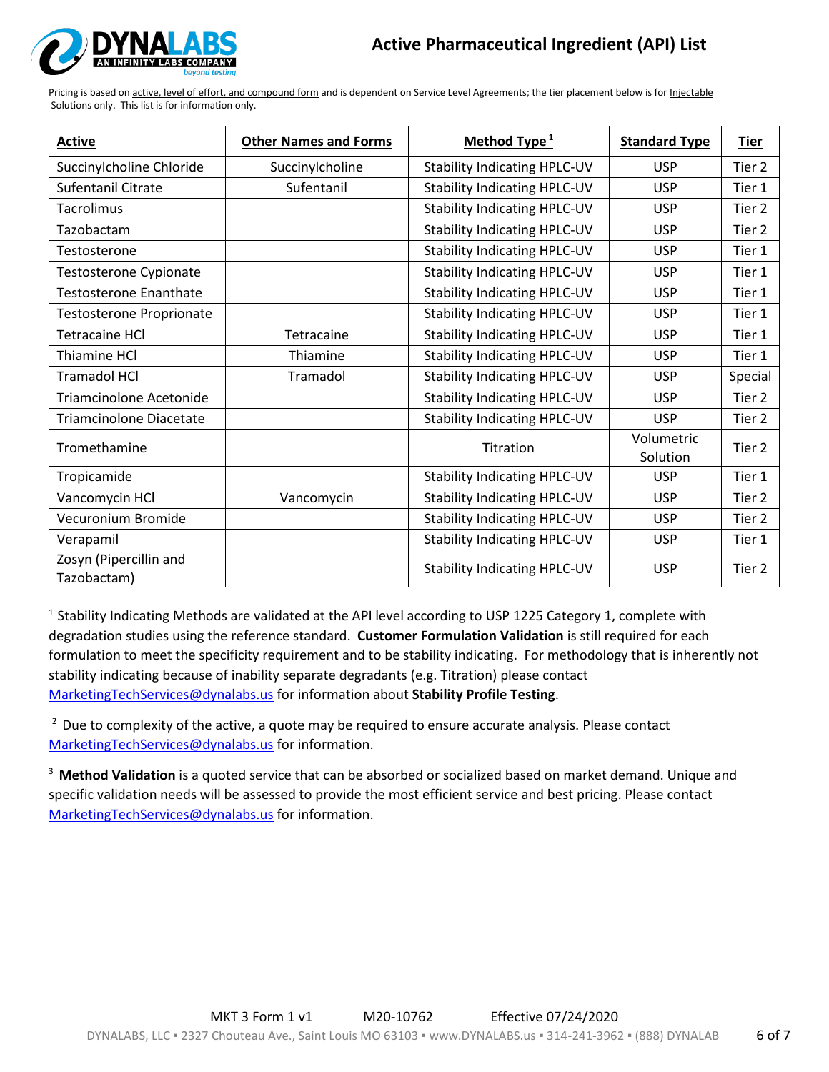# Active Pharmaceutical Ingredient (API) List

Pricing is based on active, level of effort, and compound form and is dependent on Service Level Agreements; the tier placement below is for Injectable Solutions only. This list is for information only.

| Active | Other Names and Forms | Method Type [1] | Standard Type | Tier |
|---|---|---|---|---|
| Succinylcholine Chloride | Succinylcholine | Stability Indicating HPLC-UV | USP | Tier 2 |
| Sufentanil Citrate | Sufentanil | Stability Indicating HPLC-UV | USP | Tier 1 |
| Tacrolimus | | Stability Indicating HPLC-UV | USP | Tier 2 |
| Tazobactam | | Stability Indicating HPLC-UV | USP | Tier 2 |
| Testosterone | | Stability Indicating HPLC-UV | USP | Tier 1 |
| Testosterone Cypionate | | Stability Indicating HPLC-UV | USP | Tier 1 |
| Testosterone Enanthate | | Stability Indicating HPLC-UV | USP | Tier 1 |
| Testosterone Proprionate | | Stability Indicating HPLC-UV | USP | Tier 1 |
| Tetracaine HCl | Tetracaine | Stability Indicating HPLC-UV | USP | Tier 1 |
| Thiamine HCl | Thiamine | Stability Indicating HPLC-UV | USP | Tier 1 |
| Tramadol HCl | Tramadol | Stability Indicating HPLC-UV | USP | Special |
| Triamcinolone Acetonide | | Stability Indicating HPLC-UV | USP | Tier 2 |
| Triamcinolone Diacetate | | Stability Indicating HPLC-UV | USP | Tier 2 |
| Tromethamine | | Titration | Volumetric Solution | Tier 2 |
| Tropicamide | | Stability Indicating HPLC-UV | USP | Tier 1 |
| Vancomycin HCl | Vancomycin | Stability Indicating HPLC-UV | USP | Tier 2 |
| Vecuronium Bromide | | Stability Indicating HPLC-UV | USP | Tier 2 |
| Verapamil | | Stability Indicating HPLC-UV | USP | Tier 1 |
| Zosyn (Pipercillin and Tazobactam) | | Stability Indicating HPLC-UV | USP | Tier 2 |

[1] Stability Indicating Methods are validated at the API level according to USP 1225 Category 1, complete with degradation studies using the reference standard. **Customer Formulation Validation** is still required for each formulation to meet the specificity requirement and to be stability indicating. For methodology that is inherently not stability indicating because of inability separate degradants (e.g. Titration) please contact MarketingTechServices@dynalabs.us for information about **Stability Profile Testing**.

[2] Due to complexity of the active, a quote may be required to ensure accurate analysis. Please contact MarketingTechServices@dynalabs.us for information.

[3] **Method Validation** is a quoted service that can be absorbed or socialized based on market demand. Unique and specific validation needs will be assessed to provide the most efficient service and best pricing. Please contact MarketingTechServices@dynalabs.us for information.

MKT 3 Form 1 v1 M20-10762 Effective 07/24/2020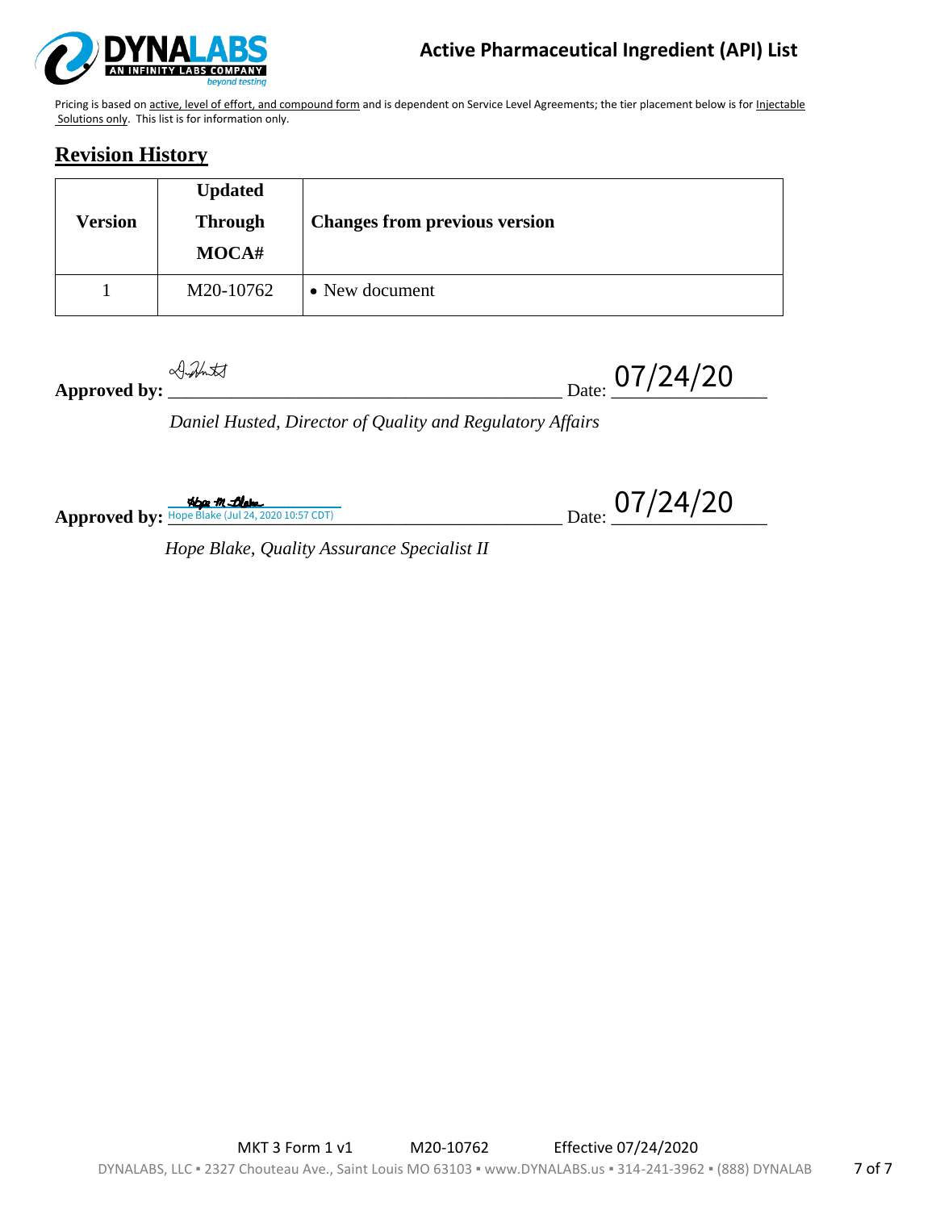Pricing is based on active, level of effort, and compound form and is dependent on Service Level Agreements; the tier placement below is for Injectable Solutions only. This list is for information only.

## Revision History

| Version | Updated Through MOCA# | Changes from previous version |
|---|---|---|
| 1 | M20-10762 | • New document |

**Approved by:** ______________________ Date: 07/24/20

*Daniel Husted, Director of Quality and Regulatory Affairs*

**Approved by:** Hope Blake (Jul 24, 2020 10:57 CDT) Date: 07/24/20

*Hope Blake, Quality Assurance Specialist II*

MKT 3 Form 1 v1 M20-10762 Effective 07/24/2020